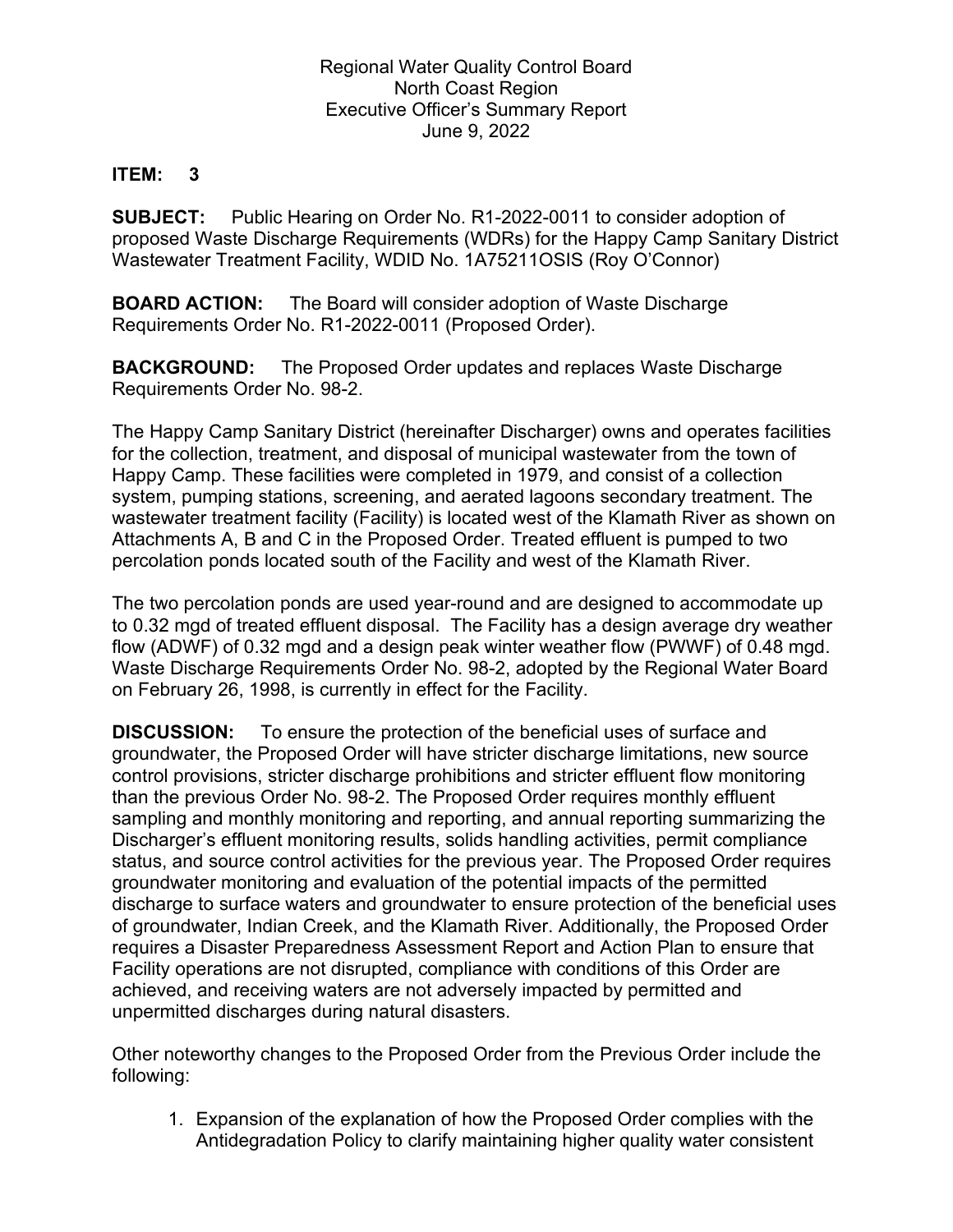Regional Water Quality Control Board
North Coast Region
Executive Officer's Summary Report
June 9, 2022

**ITEM:** **3**

**SUBJECT:** Public Hearing on Order No. R1-2022-0011 to consider adoption of proposed Waste Discharge Requirements (WDRs) for the Happy Camp Sanitary District Wastewater Treatment Facility, WDID No. 1A75211OSIS (Roy O'Connor)

**BOARD ACTION:** The Board will consider adoption of Waste Discharge Requirements Order No. R1-2022-0011 (Proposed Order).

**BACKGROUND:** The Proposed Order updates and replaces Waste Discharge Requirements Order No. 98-2.

The Happy Camp Sanitary District (hereinafter Discharger) owns and operates facilities for the collection, treatment, and disposal of municipal wastewater from the town of Happy Camp. These facilities were completed in 1979, and consist of a collection system, pumping stations, screening, and aerated lagoons secondary treatment. The wastewater treatment facility (Facility) is located west of the Klamath River as shown on Attachments A, B and C in the Proposed Order. Treated effluent is pumped to two percolation ponds located south of the Facility and west of the Klamath River.

The two percolation ponds are used year-round and are designed to accommodate up to 0.32 mgd of treated effluent disposal. The Facility has a design average dry weather flow (ADWF) of 0.32 mgd and a design peak winter weather flow (PWWF) of 0.48 mgd. Waste Discharge Requirements Order No. 98-2, adopted by the Regional Water Board on February 26, 1998, is currently in effect for the Facility.

**DISCUSSION:** To ensure the protection of the beneficial uses of surface and groundwater, the Proposed Order will have stricter discharge limitations, new source control provisions, stricter discharge prohibitions and stricter effluent flow monitoring than the previous Order No. 98-2. The Proposed Order requires monthly effluent sampling and monthly monitoring and reporting, and annual reporting summarizing the Discharger's effluent monitoring results, solids handling activities, permit compliance status, and source control activities for the previous year. The Proposed Order requires groundwater monitoring and evaluation of the potential impacts of the permitted discharge to surface waters and groundwater to ensure protection of the beneficial uses of groundwater, Indian Creek, and the Klamath River. Additionally, the Proposed Order requires a Disaster Preparedness Assessment Report and Action Plan to ensure that Facility operations are not disrupted, compliance with conditions of this Order are achieved, and receiving waters are not adversely impacted by permitted and unpermitted discharges during natural disasters.

Other noteworthy changes to the Proposed Order from the Previous Order include the following:

1. Expansion of the explanation of how the Proposed Order complies with the Antidegradation Policy to clarify maintaining higher quality water consistent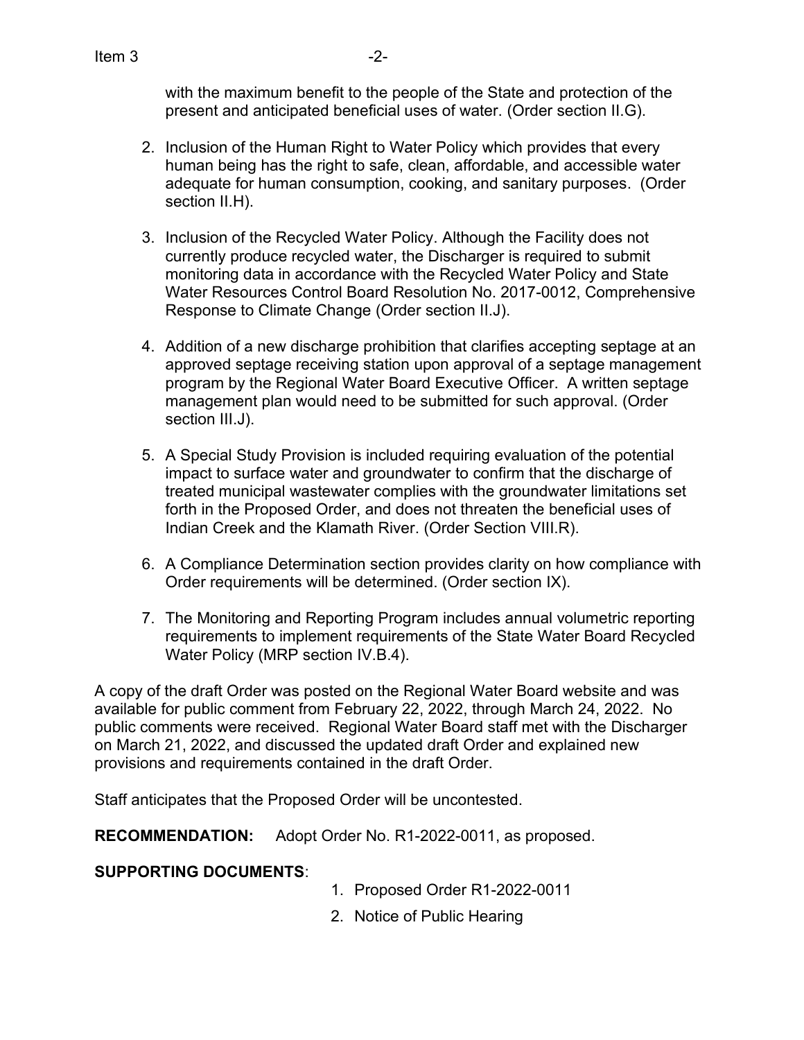with the maximum benefit to the people of the State and protection of the present and anticipated beneficial uses of water. (Order section II.G).

2. Inclusion of the Human Right to Water Policy which provides that every human being has the right to safe, clean, affordable, and accessible water adequate for human consumption, cooking, and sanitary purposes. (Order section II.H).

3. Inclusion of the Recycled Water Policy. Although the Facility does not currently produce recycled water, the Discharger is required to submit monitoring data in accordance with the Recycled Water Policy and State Water Resources Control Board Resolution No. 2017-0012, Comprehensive Response to Climate Change (Order section II.J).

4. Addition of a new discharge prohibition that clarifies accepting septage at an approved septage receiving station upon approval of a septage management program by the Regional Water Board Executive Officer. A written septage management plan would need to be submitted for such approval. (Order section III.J).

5. A Special Study Provision is included requiring evaluation of the potential impact to surface water and groundwater to confirm that the discharge of treated municipal wastewater complies with the groundwater limitations set forth in the Proposed Order, and does not threaten the beneficial uses of Indian Creek and the Klamath River. (Order Section VIII.R).

6. A Compliance Determination section provides clarity on how compliance with Order requirements will be determined. (Order section IX).

7. The Monitoring and Reporting Program includes annual volumetric reporting requirements to implement requirements of the State Water Board Recycled Water Policy (MRP section IV.B.4).

A copy of the draft Order was posted on the Regional Water Board website and was available for public comment from February 22, 2022, through March 24, 2022. No public comments were received. Regional Water Board staff met with the Discharger on March 21, 2022, and discussed the updated draft Order and explained new provisions and requirements contained in the draft Order.

Staff anticipates that the Proposed Order will be uncontested.

**RECOMMENDATION:** Adopt Order No. R1-2022-0011, as proposed.

**SUPPORTING DOCUMENTS**:

1. Proposed Order R1-2022-0011
2. Notice of Public Hearing